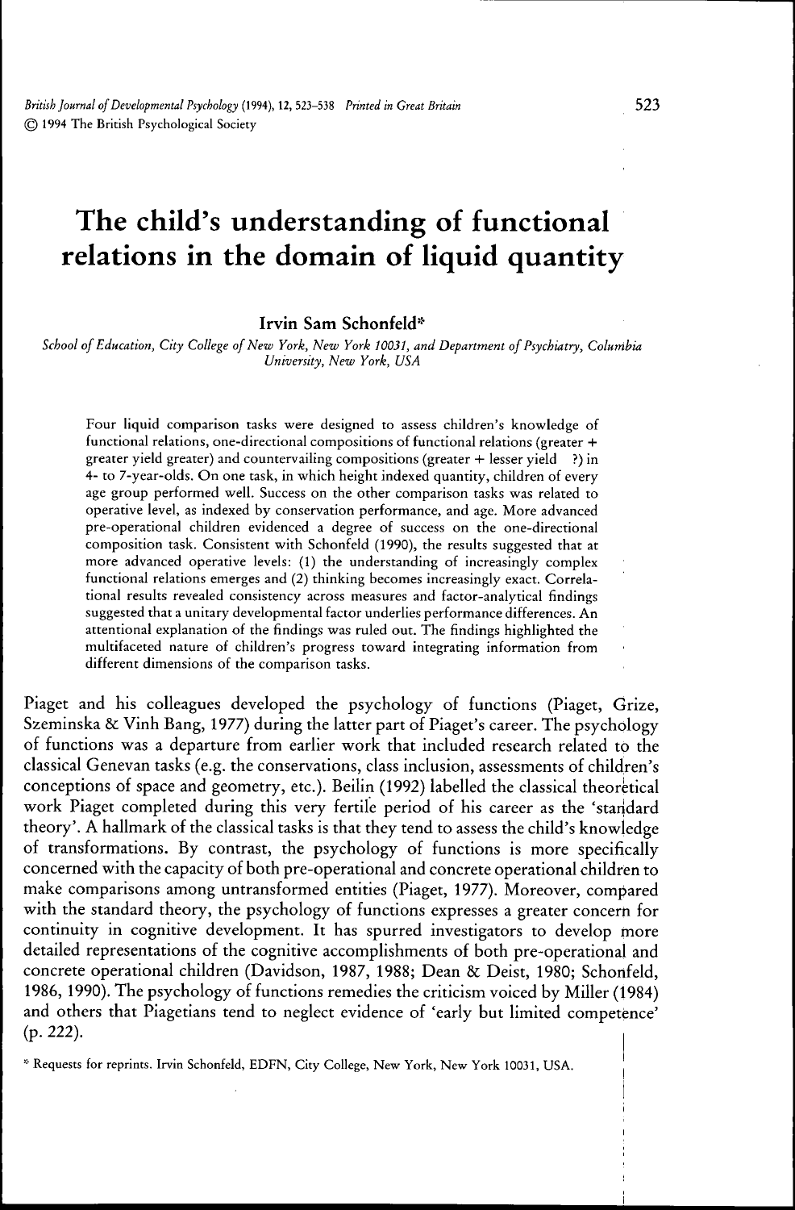# The child's understanding of functional relations in the domain of liquid quantity

**Irvin Sam Schonfeld***

*School of Education, City College of New York, New York 10031, and Department of Psychiatry, Columbia University, New York, USA*

Four liquid comparison tasks were designed to assess children's knowledge of functional relations, one-directional compositions of functional relations (greater + greater yield greater) and countervailing compositions (greater + lesser yield ?) in 4- to 7-year-olds. On one task, in which height indexed quantity, children of every age group performed well. Success on the other comparison tasks was related to operative level, as indexed by conservation performance, and age. More advanced pre-operational children evidenced a degree of success on the one-directional composition task. Consistent with Schonfeld (1990), the results suggested that at more advanced operative levels: (1) the understanding of increasingly complex functional relations emerges and (2) thinking becomes increasingly exact. Correlational results revealed consistency across measures and factor-analytical findings suggested that a unitary developmental factor underlies performance differences. An attentional explanation of the findings was ruled out. The findings highlighted the multifaceted nature of children's progress toward integrating information from different dimensions of the comparison tasks.

Piaget and his colleagues developed the psychology of functions (Piaget, Grize, Szeminska & Vinh Bang, 1977) during the latter part of Piaget's career. The psychology of functions was a departure from earlier work that included research related to the classical Genevan tasks (e.g. the conservations, class inclusion, assessments of children's conceptions of space and geometry, etc.). Beilin (1992) labelled the classical theoretical work Piaget completed during this very fertile period of his career as the 'standard theory'. A hallmark of the classical tasks is that they tend to assess the child's knowledge of transformations. By contrast, the psychology of functions is more specifically concerned with the capacity of both pre-operational and concrete operational children to make comparisons among untransformed entities (Piaget, 1977). Moreover, compared with the standard theory, the psychology of functions expresses a greater concern for continuity in cognitive development. It has spurred investigators to develop more detailed representations of the cognitive accomplishments of both pre-operational and concrete operational children (Davidson, 1987, 1988; Dean & Deist, 1980; Schonfeld, 1986, 1990). The psychology of functions remedies the criticism voiced by Miller (1984) and others that Piagetians tend to neglect evidence of 'early but limited competence' (p. 222).

* Requests for reprints. Irvin Schonfeld, EDFN, City College, New York, New York 10031, USA.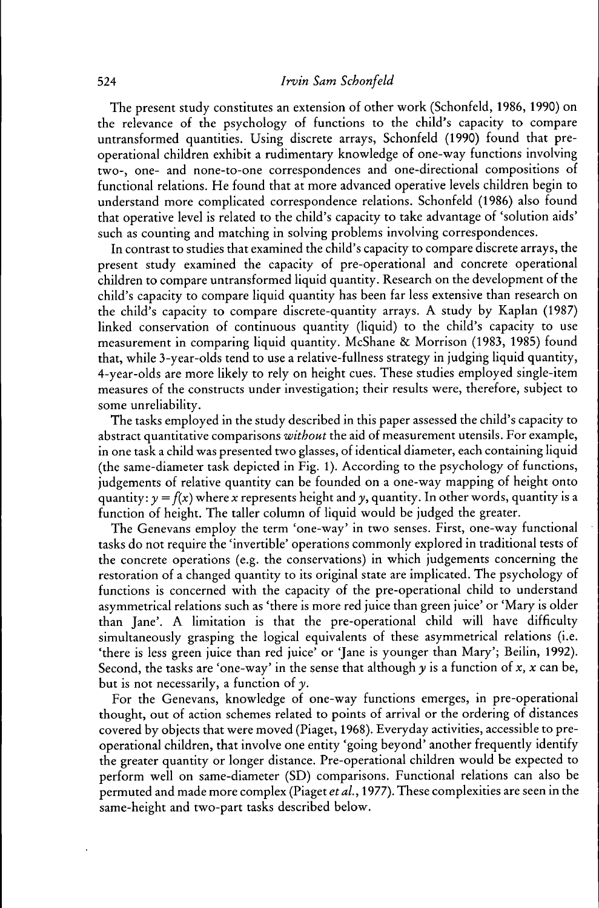The present study constitutes an extension of other work (Schonfeld, 1986, 1990) on the relevance of the psychology of functions to the child's capacity to compare untransformed quantities. Using discrete arrays, Schonfeld (1990) found that pre-operational children exhibit a rudimentary knowledge of one-way functions involving two-, one- and none-to-one correspondences and one-directional compositions of functional relations. He found that at more advanced operative levels children begin to understand more complicated correspondence relations. Schonfeld (1986) also found that operative level is related to the child's capacity to take advantage of 'solution aids' such as counting and matching in solving problems involving correspondences.

In contrast to studies that examined the child's capacity to compare discrete arrays, the present study examined the capacity of pre-operational and concrete operational children to compare untransformed liquid quantity. Research on the development of the child's capacity to compare liquid quantity has been far less extensive than research on the child's capacity to compare discrete-quantity arrays. A study by Kaplan (1987) linked conservation of continuous quantity (liquid) to the child's capacity to use measurement in comparing liquid quantity. McShane & Morrison (1983, 1985) found that, while 3-year-olds tend to use a relative-fullness strategy in judging liquid quantity, 4-year-olds are more likely to rely on height cues. These studies employed single-item measures of the constructs under investigation; their results were, therefore, subject to some unreliability.

The tasks employed in the study described in this paper assessed the child's capacity to abstract quantitative comparisons *without* the aid of measurement utensils. For example, in one task a child was presented two glasses, of identical diameter, each containing liquid (the same-diameter task depicted in Fig. 1). According to the psychology of functions, judgements of relative quantity can be founded on a one-way mapping of height onto quantity: $y = f(x)$ where $x$ represents height and $y$, quantity. In other words, quantity is a function of height. The taller column of liquid would be judged the greater.

The Genevans employ the term 'one-way' in two senses. First, one-way functional tasks do not require the 'invertible' operations commonly explored in traditional tests of the concrete operations (e.g. the conservations) in which judgements concerning the restoration of a changed quantity to its original state are implicated. The psychology of functions is concerned with the capacity of the pre-operational child to understand asymmetrical relations such as 'there is more red juice than green juice' or 'Mary is older than Jane'. A limitation is that the pre-operational child will have difficulty simultaneously grasping the logical equivalents of these asymmetrical relations (i.e. 'there is less green juice than red juice' or 'Jane is younger than Mary'; Beilin, 1992). Second, the tasks are 'one-way' in the sense that although $y$ is a function of $x$, $x$ can be, but is not necessarily, a function of $y$.

For the Genevans, knowledge of one-way functions emerges, in pre-operational thought, out of action schemes related to points of arrival or the ordering of distances covered by objects that were moved (Piaget, 1968). Everyday activities, accessible to pre-operational children, that involve one entity 'going beyond' another frequently identify the greater quantity or longer distance. Pre-operational children would be expected to perform well on same-diameter (SD) comparisons. Functional relations can also be permuted and made more complex (Piaget *et al.*, 1977). These complexities are seen in the same-height and two-part tasks described below.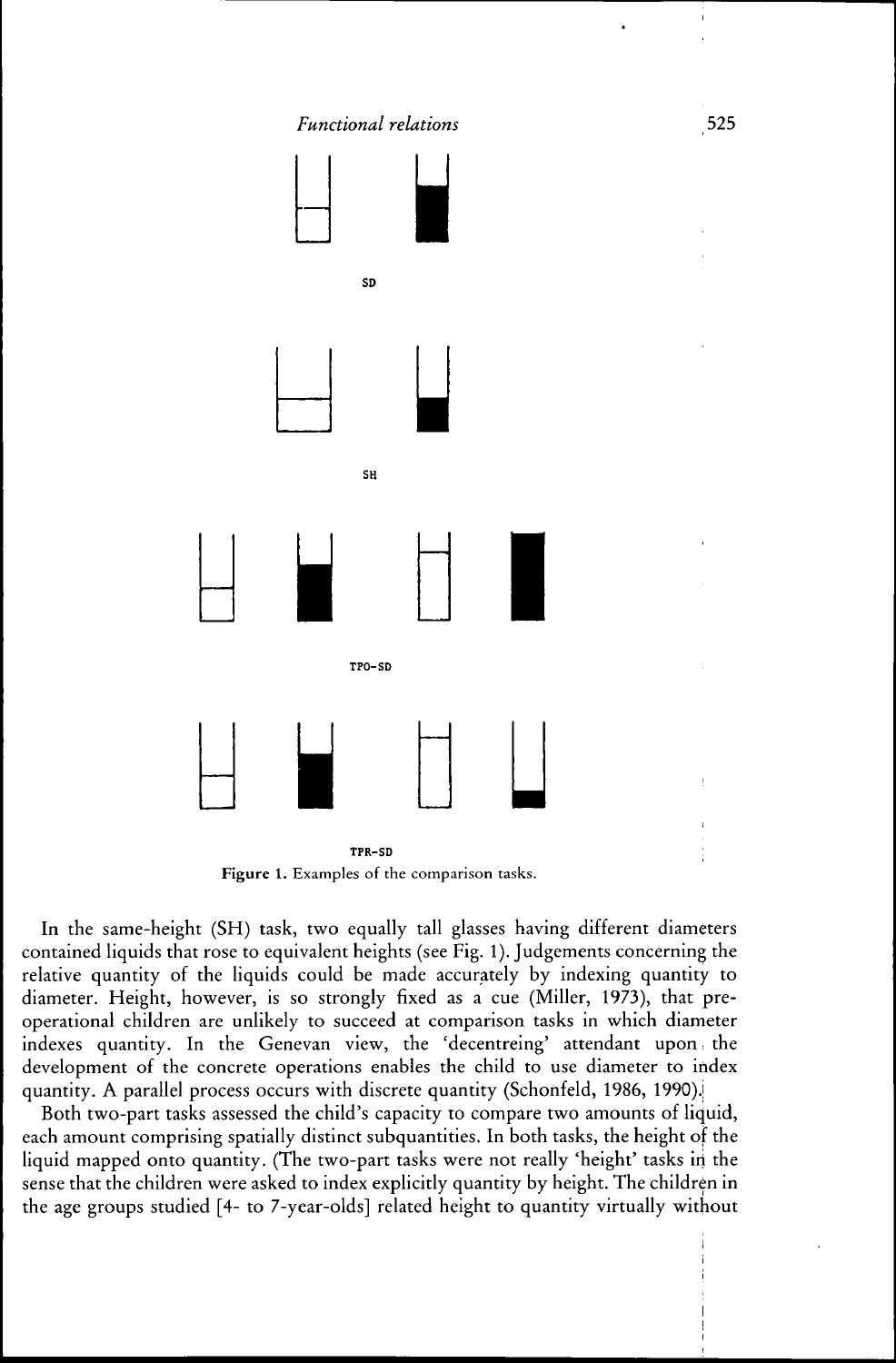SD

SH

TPO–SD

TPR–SD

**Figure 1.** Examples of the comparison tasks.

In the same-height (SH) task, two equally tall glasses having different diameters contained liquids that rose to equivalent heights (see Fig. 1). Judgements concerning the relative quantity of the liquids could be made accurately by indexing quantity to diameter. Height, however, is so strongly fixed as a cue (Miller, 1973), that preoperational children are unlikely to succeed at comparison tasks in which diameter indexes quantity. In the Genevan view, the 'decentreing' attendant upon the development of the concrete operations enables the child to use diameter to index quantity. A parallel process occurs with discrete quantity (Schonfeld, 1986, 1990).

Both two-part tasks assessed the child's capacity to compare two amounts of liquid, each amount comprising spatially distinct subquantities. In both tasks, the height of the liquid mapped onto quantity. (The two-part tasks were not really 'height' tasks in the sense that the children were asked to index explicitly quantity by height. The children in the age groups studied [4- to 7-year-olds] related height to quantity virtually without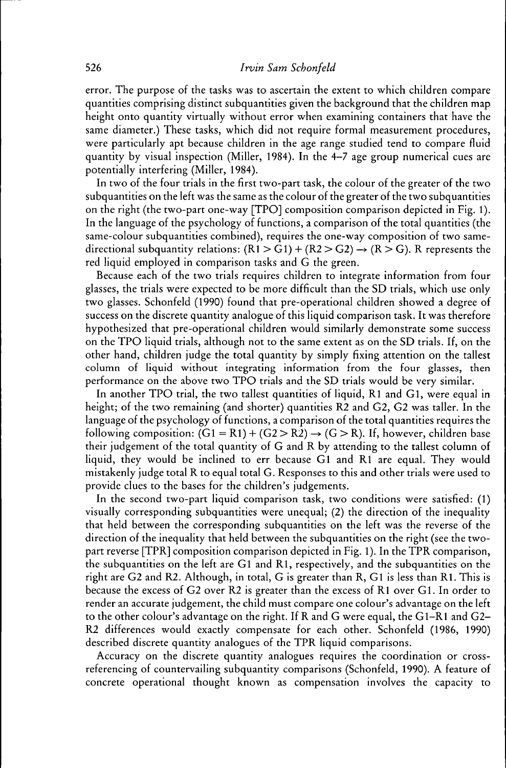error. The purpose of the tasks was to ascertain the extent to which children compare quantities comprising distinct subquantities given the background that the children map height onto quantity virtually without error when examining containers that have the same diameter.) These tasks, which did not require formal measurement procedures, were particularly apt because children in the age range studied tend to compare fluid quantity by visual inspection (Miller, 1984). In the 4–7 age group numerical cues are potentially interfering (Miller, 1984).

In two of the four trials in the first two-part task, the colour of the greater of the two subquantities on the left was the same as the colour of the greater of the two subquantities on the right (the two-part one-way [TPO] composition comparison depicted in Fig. 1). In the language of the psychology of functions, a comparison of the total quantities (the same-colour subquantities combined), requires the one-way composition of two same-directional subquantity relations: $(R1 > G1) + (R2 > G2) \rightarrow (R > G)$. R represents the red liquid employed in comparison tasks and G the green.

Because each of the two trials requires children to integrate information from four glasses, the trials were expected to be more difficult than the SD trials, which use only two glasses. Schonfeld (1990) found that pre-operational children showed a degree of success on the discrete quantity analogue of this liquid comparison task. It was therefore hypothesized that pre-operational children would similarly demonstrate some success on the TPO liquid trials, although not to the same extent as on the SD trials. If, on the other hand, children judge the total quantity by simply fixing attention on the tallest column of liquid without integrating information from the four glasses, then performance on the above two TPO trials and the SD trials would be very similar.

In another TPO trial, the two tallest quantities of liquid, R1 and G1, were equal in height; of the two remaining (and shorter) quantities R2 and G2, G2 was taller. In the language of the psychology of functions, a comparison of the total quantities requires the following composition: $(G1 = R1) + (G2 > R2) \rightarrow (G > R)$. If, however, children base their judgement of the total quantity of G and R by attending to the tallest column of liquid, they would be inclined to err because G1 and R1 are equal. They would mistakenly judge total R to equal total G. Responses to this and other trials were used to provide clues to the bases for the children's judgements.

In the second two-part liquid comparison task, two conditions were satisfied: (1) visually corresponding subquantities were unequal; (2) the direction of the inequality that held between the corresponding subquantities on the left was the reverse of the direction of the inequality that held between the subquantities on the right (see the two-part reverse [TPR] composition comparison depicted in Fig. 1). In the TPR comparison, the subquantities on the left are G1 and R1, respectively, and the subquantities on the right are G2 and R2. Although, in total, G is greater than R, G1 is less than R1. This is because the excess of G2 over R2 is greater than the excess of R1 over G1. In order to render an accurate judgement, the child must compare one colour's advantage on the left to the other colour's advantage on the right. If R and G were equal, the G1–R1 and G2–R2 differences would exactly compensate for each other. Schonfeld (1986, 1990) described discrete quantity analogues of the TPR liquid comparisons.

Accuracy on the discrete quantity analogues requires the coordination or cross-referencing of countervailing subquantity comparisons (Schonfeld, 1990). A feature of concrete operational thought known as compensation involves the capacity to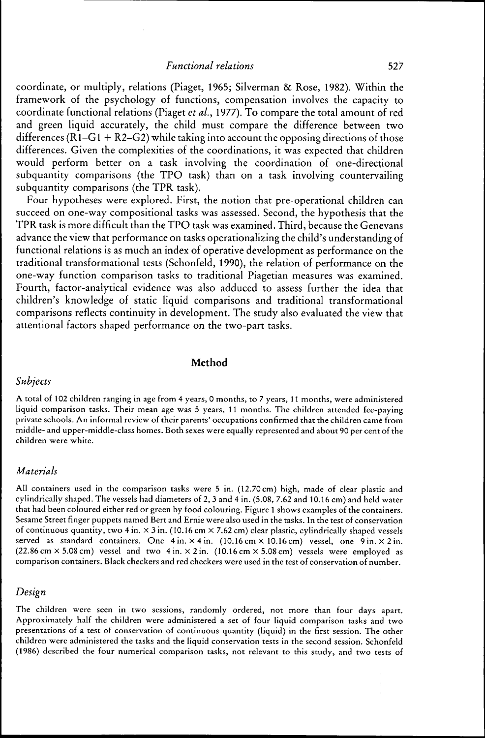coordinate, or multiply, relations (Piaget, 1965; Silverman & Rose, 1982). Within the framework of the psychology of functions, compensation involves the capacity to coordinate functional relations (Piaget *et al.*, 1977). To compare the total amount of red and green liquid accurately, the child must compare the difference between two differences (R1–G1 + R2–G2) while taking into account the opposing directions of those differences. Given the complexities of the coordinations, it was expected that children would perform better on a task involving the coordination of one-directional subquantity comparisons (the TPO task) than on a task involving countervailing subquantity comparisons (the TPR task).

Four hypotheses were explored. First, the notion that pre-operational children can succeed on one-way compositional tasks was assessed. Second, the hypothesis that the TPR task is more difficult than the TPO task was examined. Third, because the Genevans advance the view that performance on tasks operationalizing the child's understanding of functional relations is as much an index of operative development as performance on the traditional transformational tests (Schonfeld, 1990), the relation of performance on the one-way function comparison tasks to traditional Piagetian measures was examined. Fourth, factor-analytical evidence was also adduced to assess further the idea that children's knowledge of static liquid comparisons and traditional transformational comparisons reflects continuity in development. The study also evaluated the view that attentional factors shaped performance on the two-part tasks.

## Method

### *Subjects*

A total of 102 children ranging in age from 4 years, 0 months, to 7 years, 11 months, were administered liquid comparison tasks. Their mean age was 5 years, 11 months. The children attended fee-paying private schools. An informal review of their parents' occupations confirmed that the children came from middle- and upper-middle-class homes. Both sexes were equally represented and about 90 per cent of the children were white.

### *Materials*

All containers used in the comparison tasks were 5 in. (12.70 cm) high, made of clear plastic and cylindrically shaped. The vessels had diameters of 2, 3 and 4 in. (5.08, 7.62 and 10.16 cm) and held water that had been coloured either red or green by food colouring. Figure 1 shows examples of the containers. Sesame Street finger puppets named Bert and Ernie were also used in the tasks. In the test of conservation of continuous quantity, two 4 in. × 3 in. (10.16 cm × 7.62 cm) clear plastic, cylindrically shaped vessels served as standard containers. One 4 in. × 4 in. (10.16 cm × 10.16 cm) vessel, one 9 in. × 2 in. (22.86 cm × 5.08 cm) vessel and two 4 in. × 2 in. (10.16 cm × 5.08 cm) vessels were employed as comparison containers. Black checkers and red checkers were used in the test of conservation of number.

### *Design*

The children were seen in two sessions, randomly ordered, not more than four days apart. Approximately half the children were administered a set of four liquid comparison tasks and two presentations of a test of conservation of continuous quantity (liquid) in the first session. The other children were administered the tasks and the liquid conservation tests in the second session. Schonfeld (1986) described the four numerical comparison tasks, not relevant to this study, and two tests of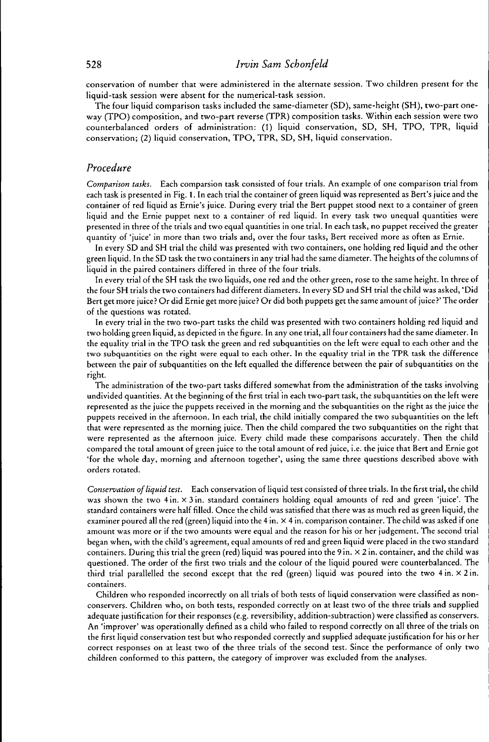conservation of number that were administered in the alternate session. Two children present for the liquid-task session were absent for the numerical-task session.

The four liquid comparison tasks included the same-diameter (SD), same-height (SH), two-part one-way (TPO) composition, and two-part reverse (TPR) composition tasks. Within each session were two counterbalanced orders of administration: (1) liquid conservation, SD, SH, TPO, TPR, liquid conservation; (2) liquid conservation, TPO, TPR, SD, SH, liquid conservation.

## *Procedure*

*Comparison tasks.* Each comparsion task consisted of four trials. An example of one comparison trial from each task is presented in Fig. 1. In each trial the container of green liquid was represented as Bert's juice and the container of red liquid as Ernie's juice. During every trial the Bert puppet stood next to a container of green liquid and the Ernie puppet next to a container of red liquid. In every task two unequal quantities were presented in three of the trials and two equal quantities in one trial. In each task, no puppet received the greater quantity of 'juice' in more than two trials and, over the four tasks, Bert received more as often as Ernie.

In every SD and SH trial the child was presented with two containers, one holding red liquid and the other green liquid. In the SD task the two containers in any trial had the same diameter. The heights of the columns of liquid in the paired containers differed in three of the four trials.

In every trial of the SH task the two liquids, one red and the other green, rose to the same height. In three of the four SH trials the two containers had different diameters. In every SD and SH trial the child was asked, 'Did Bert get more juice? Or did Ernie get more juice? Or did both puppets get the same amount of juice?' The order of the questions was rotated.

In every trial in the two two-part tasks the child was presented with two containers holding red liquid and two holding green liquid, as depicted in the figure. In any one trial, all four containers had the same diameter. In the equality trial in the TPO task the green and red subquantities on the left were equal to each other and the two subquantities on the right were equal to each other. In the equality trial in the TPR task the difference between the pair of subquantities on the left equalled the difference between the pair of subquantities on the right.

The administration of the two-part tasks differed somewhat from the administration of the tasks involving undivided quantities. At the beginning of the first trial in each two-part task, the subquantities on the left were represented as the juice the puppets received in the morning and the subquantities on the right as the juice the puppets received in the afternoon. In each trial, the child initially compared the two subquantities on the left that were represented as the morning juice. Then the child compared the two subquantities on the right that were represented as the afternoon juice. Every child made these comparisons accurately. Then the child compared the total amount of green juice to the total amount of red juice, i.e. the juice that Bert and Ernie got 'for the whole day, morning and afternoon together', using the same three questions described above with orders rotated.

*Conservation of liquid test.* Each conservation of liquid test consisted of three trials. In the first trial, the child was shown the two 4 in. × 3 in. standard containers holding equal amounts of red and green 'juice'. The standard containers were half filled. Once the child was satisfied that there was as much red as green liquid, the examiner poured all the red (green) liquid into the 4 in. × 4 in. comparison container. The child was asked if one amount was more or if the two amounts were equal and the reason for his or her judgement. The second trial began when, with the child's agreement, equal amounts of red and green liquid were placed in the two standard containers. During this trial the green (red) liquid was poured into the 9 in. × 2 in. container, and the child was questioned. The order of the first two trials and the colour of the liquid poured were counterbalanced. The third trial parallelled the second except that the red (green) liquid was poured into the two 4 in. × 2 in. containers.

Children who responded incorrectly on all trials of both tests of liquid conservation were classified as non-conservers. Children who, on both tests, responded correctly on at least two of the three trials and supplied adequate justification for their responses (e.g. reversibility, addition-subtraction) were classified as conservers. An 'improver' was operationally defined as a child who failed to respond correctly on all three of the trials on the first liquid conservation test but who responded correctly and supplied adequate justification for his or her correct responses on at least two of the three trials of the second test. Since the performance of only two children conformed to this pattern, the category of improver was excluded from the analyses.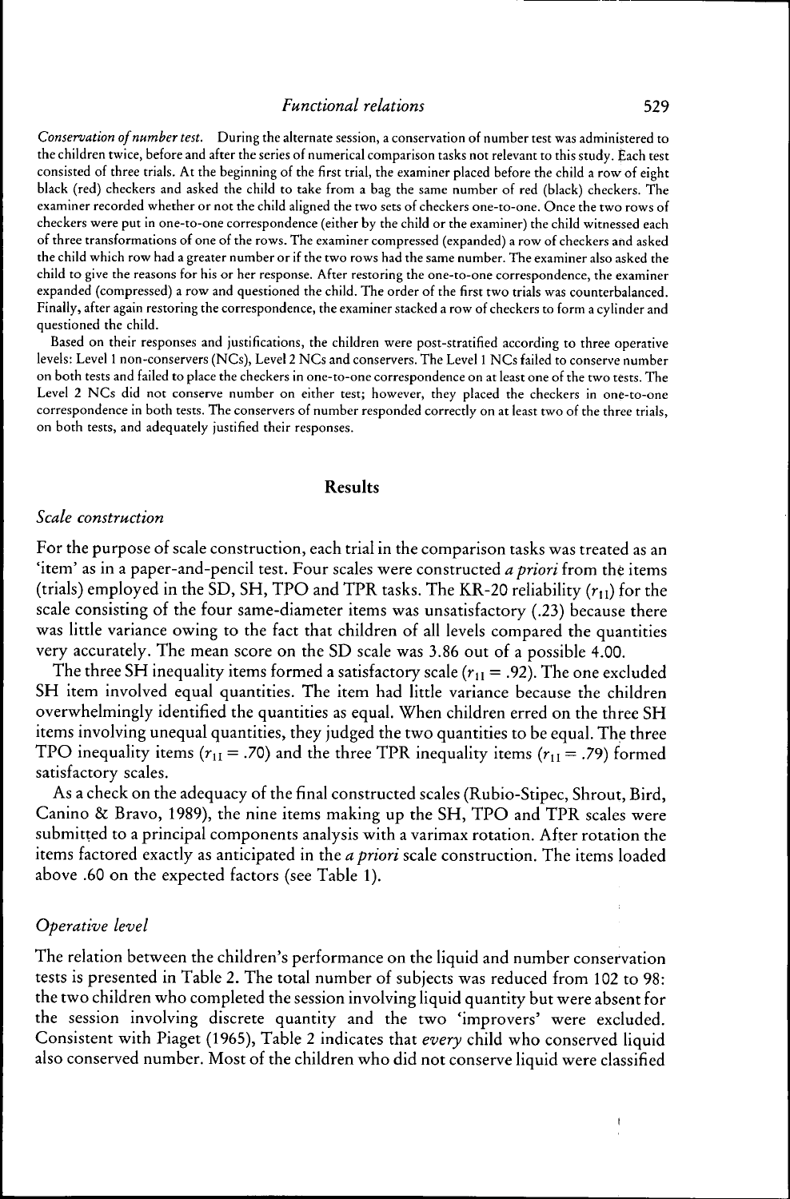*Conservation of number test.* During the alternate session, a conservation of number test was administered to the children twice, before and after the series of numerical comparison tasks not relevant to this study. Each test consisted of three trials. At the beginning of the first trial, the examiner placed before the child a row of eight black (red) checkers and asked the child to take from a bag the same number of red (black) checkers. The examiner recorded whether or not the child aligned the two sets of checkers one-to-one. Once the two rows of checkers were put in one-to-one correspondence (either by the child or the examiner) the child witnessed each of three transformations of one of the rows. The examiner compressed (expanded) a row of checkers and asked the child which row had a greater number or if the two rows had the same number. The examiner also asked the child to give the reasons for his or her response. After restoring the one-to-one correspondence, the examiner expanded (compressed) a row and questioned the child. The order of the first two trials was counterbalanced. Finally, after again restoring the correspondence, the examiner stacked a row of checkers to form a cylinder and questioned the child.

Based on their responses and justifications, the children were post-stratified according to three operative levels: Level 1 non-conservers (NCs), Level 2 NCs and conservers. The Level 1 NCs failed to conserve number on both tests and failed to place the checkers in one-to-one correspondence on at least one of the two tests. The Level 2 NCs did not conserve number on either test; however, they placed the checkers in one-to-one correspondence in both tests. The conservers of number responded correctly on at least two of the three trials, on both tests, and adequately justified their responses.

## Results

### *Scale construction*

For the purpose of scale construction, each trial in the comparison tasks was treated as an 'item' as in a paper-and-pencil test. Four scales were constructed *a priori* from the items (trials) employed in the SD, SH, TPO and TPR tasks. The KR-20 reliability ($r_{11}$) for the scale consisting of the four same-diameter items was unsatisfactory (.23) because there was little variance owing to the fact that children of all levels compared the quantities very accurately. The mean score on the SD scale was 3.86 out of a possible 4.00.

The three SH inequality items formed a satisfactory scale ($r_{11}$ = .92). The one excluded SH item involved equal quantities. The item had little variance because the children overwhelmingly identified the quantities as equal. When children erred on the three SH items involving unequal quantities, they judged the two quantities to be equal. The three TPO inequality items ($r_{11}$ = .70) and the three TPR inequality items ($r_{11}$ = .79) formed satisfactory scales.

As a check on the adequacy of the final constructed scales (Rubio-Stipec, Shrout, Bird, Canino & Bravo, 1989), the nine items making up the SH, TPO and TPR scales were submitted to a principal components analysis with a varimax rotation. After rotation the items factored exactly as anticipated in the *a priori* scale construction. The items loaded above .60 on the expected factors (see Table 1).

### *Operative level*

The relation between the children's performance on the liquid and number conservation tests is presented in Table 2. The total number of subjects was reduced from 102 to 98: the two children who completed the session involving liquid quantity but were absent for the session involving discrete quantity and the two 'improvers' were excluded. Consistent with Piaget (1965), Table 2 indicates that *every* child who conserved liquid also conserved number. Most of the children who did not conserve liquid were classified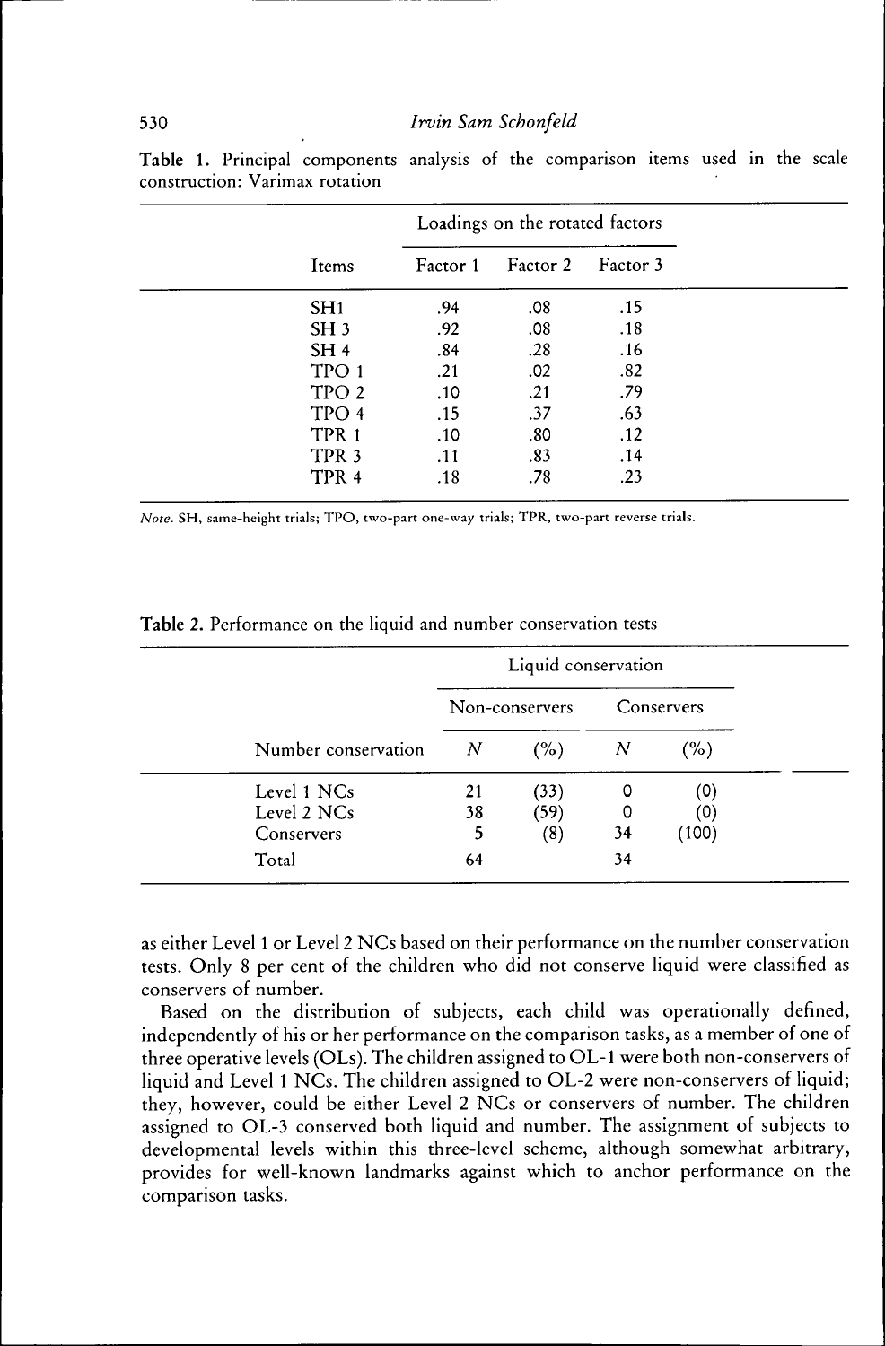**Table 1.** Principal components analysis of the comparison items used in the scale construction: Varimax rotation

| Items | Loadings on the rotated factors | | |
|---|---|---|---|
| | Factor 1 | Factor 2 | Factor 3 |
| SH1 | .94 | .08 | .15 |
| SH 3 | .92 | .08 | .18 |
| SH 4 | .84 | .28 | .16 |
| TPO 1 | .21 | .02 | .82 |
| TPO 2 | .10 | .21 | .79 |
| TPO 4 | .15 | .37 | .63 |
| TPR 1 | .10 | .80 | .12 |
| TPR 3 | .11 | .83 | .14 |
| TPR 4 | .18 | .78 | .23 |

*Note.* SH, same-height trials; TPO, two-part one-way trials; TPR, two-part reverse trials.

**Table 2.** Performance on the liquid and number conservation tests

| Number conservation | Liquid conservation | | | |
|---|---|---|---|---|
| | Non-conservers | | Conservers | |
| | *N* | (%) | *N* | (%) |
| Level 1 NCs | 21 | (33) | 0 | (0) |
| Level 2 NCs | 38 | (59) | 0 | (0) |
| Conservers | 5 | (8) | 34 | (100) |
| Total | 64 | | 34 | |

as either Level 1 or Level 2 NCs based on their performance on the number conservation tests. Only 8 per cent of the children who did not conserve liquid were classified as conservers of number.

Based on the distribution of subjects, each child was operationally defined, independently of his or her performance on the comparison tasks, as a member of one of three operative levels (OLs). The children assigned to OL-1 were both non-conservers of liquid and Level 1 NCs. The children assigned to OL-2 were non-conservers of liquid; they, however, could be either Level 2 NCs or conservers of number. The children assigned to OL-3 conserved both liquid and number. The assignment of subjects to developmental levels within this three-level scheme, although somewhat arbitrary, provides for well-known landmarks against which to anchor performance on the comparison tasks.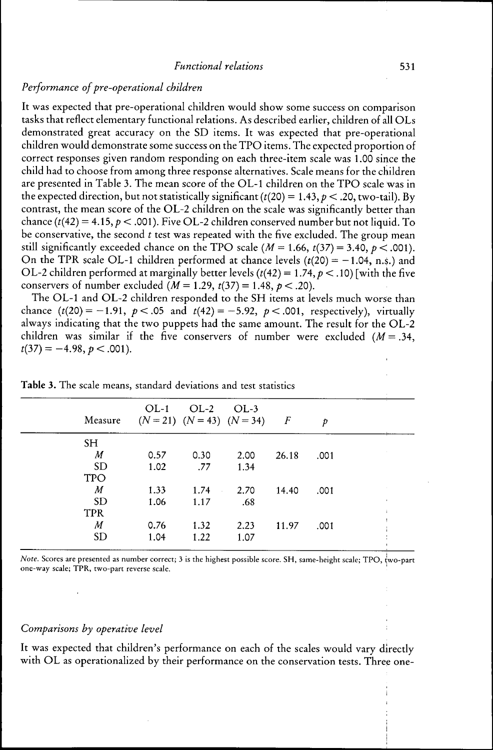*Performance of pre-operational children*

It was expected that pre-operational children would show some success on comparison tasks that reflect elementary functional relations. As described earlier, children of all OLs demonstrated great accuracy on the SD items. It was expected that pre-operational children would demonstrate some success on the TPO items. The expected proportion of correct responses given random responding on each three-item scale was 1.00 since the child had to choose from among three response alternatives. Scale means for the children are presented in Table 3. The mean score of the OL-1 children on the TPO scale was in the expected direction, but not statistically significant ($t(20) = 1.43, p < .20$, two-tail). By contrast, the mean score of the OL-2 children on the scale was significantly better than chance ($t(42) = 4.15, p < .001$). Five OL-2 children conserved number but not liquid. To be conservative, the second $t$ test was repeated with the five excluded. The group mean still significantly exceeded chance on the TPO scale ($M = 1.66$, $t(37) = 3.40, p < .001$). On the TPR scale OL-1 children performed at chance levels ($t(20) = -1.04$, n.s.) and OL-2 children performed at marginally better levels ($t(42) = 1.74, p < .10$) [with the five conservers of number excluded ($M = 1.29$, $t(37) = 1.48, p < .20$).

The OL-1 and OL-2 children responded to the SH items at levels much worse than chance ($t(20) = -1.91, p < .05$ and $t(42) = -5.92, p < .001$, respectively), virtually always indicating that the two puppets had the same amount. The result for the OL-2 children was similar if the five conservers of number were excluded ($M = .34$, $t(37) = -4.98, p < .001$).

**Table 3.** The scale means, standard deviations and test statistics

| Measure | OL-1 ($N = 21$) | OL-2 ($N = 43$) | OL-3 ($N = 34$) | $F$ | $p$ |
|---|---|---|---|---|---|
| SH | | | | | |
| $M$ | 0.57 | 0.30 | 2.00 | 26.18 | .001 |
| SD | 1.02 | .77 | 1.34 | | |
| TPO | | | | | |
| $M$ | 1.33 | 1.74 | 2.70 | 14.40 | .001 |
| SD | 1.06 | 1.17 | .68 | | |
| TPR | | | | | |
| $M$ | 0.76 | 1.32 | 2.23 | 11.97 | .001 |
| SD | 1.04 | 1.22 | 1.07 | | |

*Note.* Scores are presented as number correct; 3 is the highest possible score. SH, same-height scale; TPO, two-part one-way scale; TPR, two-part reverse scale.

*Comparisons by operative level*

It was expected that children's performance on each of the scales would vary directly with OL as operationalized by their performance on the conservation tests. Three one-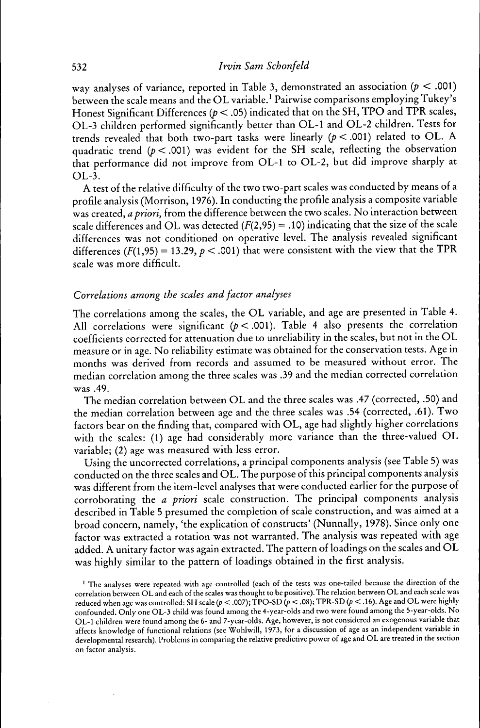way analyses of variance, reported in Table 3, demonstrated an association ($p < .001$) between the scale means and the OL variable.[1] Pairwise comparisons employing Tukey's Honest Significant Differences ($p < .05$) indicated that on the SH, TPO and TPR scales, OL-3 children performed significantly better than OL-1 and OL-2 children. Tests for trends revealed that both two-part tasks were linearly ($p < .001$) related to OL. A quadratic trend ($p < .001$) was evident for the SH scale, reflecting the observation that performance did not improve from OL-1 to OL-2, but did improve sharply at OL-3.

A test of the relative difficulty of the two two-part scales was conducted by means of a profile analysis (Morrison, 1976). In conducting the profile analysis a composite variable was created, *a priori*, from the difference between the two scales. No interaction between scale differences and OL was detected ($F(2,95) = .10$) indicating that the size of the scale differences was not conditioned on operative level. The analysis revealed significant differences ($F(1,95) = 13.29$, $p < .001$) that were consistent with the view that the TPR scale was more difficult.

### *Correlations among the scales and factor analyses*

The correlations among the scales, the OL variable, and age are presented in Table 4. All correlations were significant ($p < .001$). Table 4 also presents the correlation coefficients corrected for attenuation due to unreliability in the scales, but not in the OL measure or in age. No reliability estimate was obtained for the conservation tests. Age in months was derived from records and assumed to be measured without error. The median correlation among the three scales was .39 and the median corrected correlation was .49.

The median correlation between OL and the three scales was .47 (corrected, .50) and the median correlation between age and the three scales was .54 (corrected, .61). Two factors bear on the finding that, compared with OL, age had slightly higher correlations with the scales: (1) age had considerably more variance than the three-valued OL variable; (2) age was measured with less error.

Using the uncorrected correlations, a principal components analysis (see Table 5) was conducted on the three scales and OL. The purpose of this principal components analysis was different from the item-level analyses that were conducted earlier for the purpose of corroborating the *a priori* scale construction. The principal components analysis described in Table 5 presumed the completion of scale construction, and was aimed at a broad concern, namely, 'the explication of constructs' (Nunnally, 1978). Since only one factor was extracted a rotation was not warranted. The analysis was repeated with age added. A unitary factor was again extracted. The pattern of loadings on the scales and OL was highly similar to the pattern of loadings obtained in the first analysis.

[1] The analyses were repeated with age controlled (each of the tests was one-tailed because the direction of the correlation between OL and each of the scales was thought to be positive). The relation between OL and each scale was reduced when age was controlled: SH scale ($p < .007$); TPO-SD ($p < .08$); TPR-SD ($p < .16$). Age and OL were highly confounded. Only one OL-3 child was found among the 4-year-olds and two were found among the 5-year-olds. No OL-1 children were found among the 6- and 7-year-olds. Age, however, is not considered an exogenous variable that affects knowledge of functional relations (see Wohlwill, 1973, for a discussion of age as an independent variable in developmental research). Problems in comparing the relative predictive power of age and OL are treated in the section on factor analysis.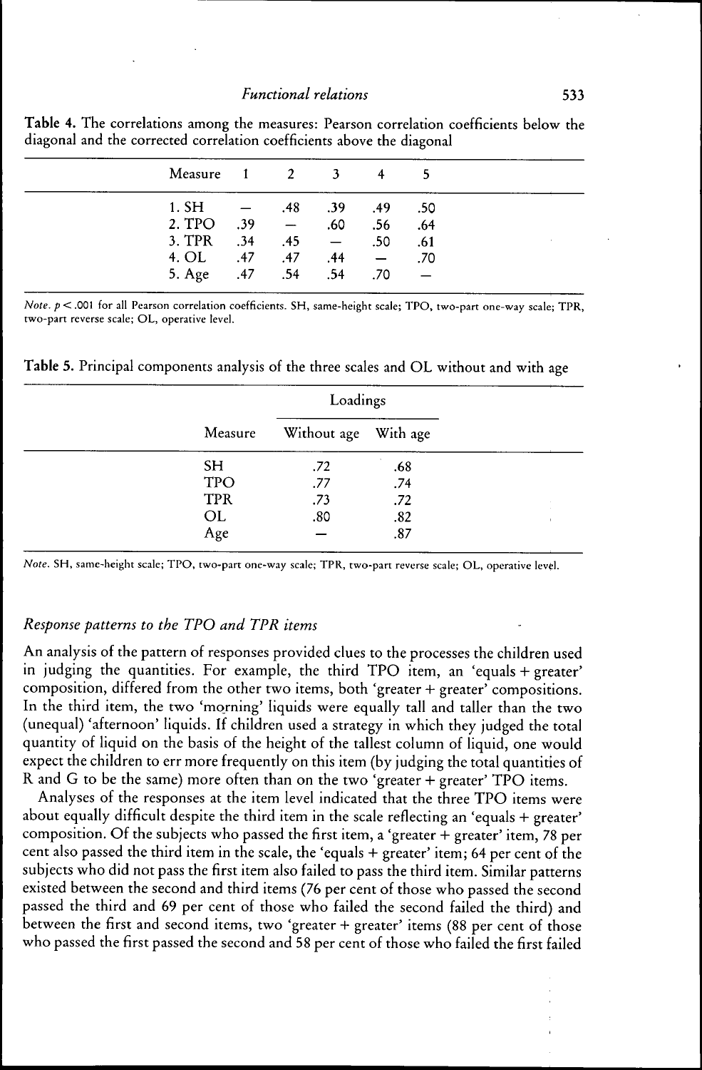**Table 4.** The correlations among the measures: Pearson correlation coefficients below the diagonal and the corrected correlation coefficients above the diagonal

| Measure | 1 | 2 | 3 | 4 | 5 |
|---|---|---|---|---|---|
| 1. SH | — | .48 | .39 | .49 | .50 |
| 2. TPO | .39 | — | .60 | .56 | .64 |
| 3. TPR | .34 | .45 | — | .50 | .61 |
| 4. OL | .47 | .47 | .44 | — | .70 |
| 5. Age | .47 | .54 | .54 | .70 | — |

*Note.* $p < .001$ for all Pearson correlation coefficients. SH, same-height scale; TPO, two-part one-way scale; TPR, two-part reverse scale; OL, operative level.

**Table 5.** Principal components analysis of the three scales and OL without and with age

| | Loadings | |
|---|---|---|
| Measure | Without age | With age |
| SH | .72 | .68 |
| TPO | .77 | .74 |
| TPR | .73 | .72 |
| OL | .80 | .82 |
| Age | — | .87 |

*Note.* SH, same-height scale; TPO, two-part one-way scale; TPR, two-part reverse scale; OL, operative level.

### *Response patterns to the TPO and TPR items*

An analysis of the pattern of responses provided clues to the processes the children used in judging the quantities. For example, the third TPO item, an 'equals + greater' composition, differed from the other two items, both 'greater + greater' compositions. In the third item, the two 'morning' liquids were equally tall and taller than the two (unequal) 'afternoon' liquids. If children used a strategy in which they judged the total quantity of liquid on the basis of the height of the tallest column of liquid, one would expect the children to err more frequently on this item (by judging the total quantities of R and G to be the same) more often than on the two 'greater + greater' TPO items.

Analyses of the responses at the item level indicated that the three TPO items were about equally difficult despite the third item in the scale reflecting an 'equals + greater' composition. Of the subjects who passed the first item, a 'greater + greater' item, 78 per cent also passed the third item in the scale, the 'equals + greater' item; 64 per cent of the subjects who did not pass the first item also failed to pass the third item. Similar patterns existed between the second and third items (76 per cent of those who passed the second passed the third and 69 per cent of those who failed the second failed the third) and between the first and second items, two 'greater + greater' items (88 per cent of those who passed the first passed the second and 58 per cent of those who failed the first failed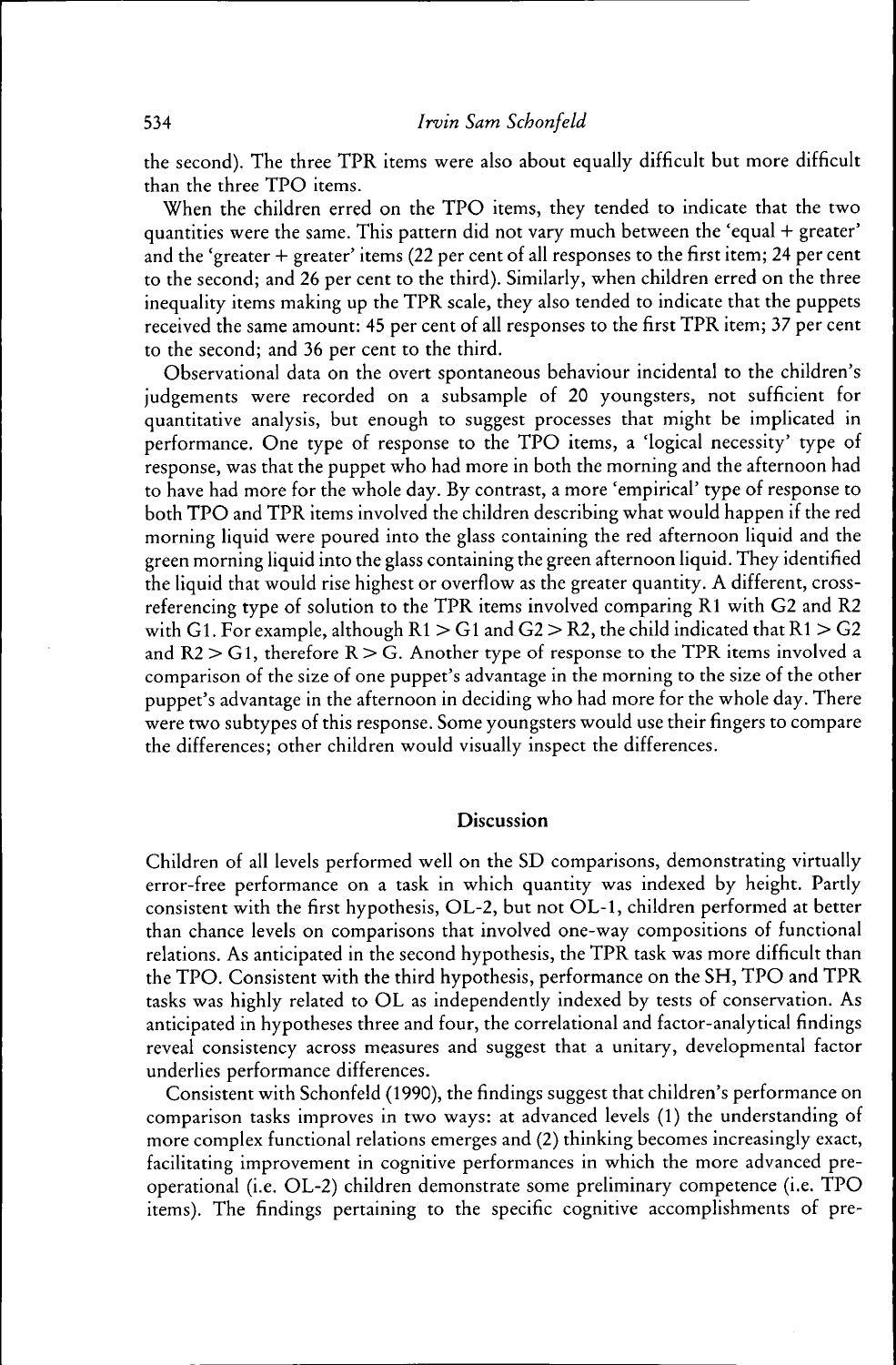the second). The three TPR items were also about equally difficult but more difficult than the three TPO items.

When the children erred on the TPO items, they tended to indicate that the two quantities were the same. This pattern did not vary much between the 'equal + greater' and the 'greater + greater' items (22 per cent of all responses to the first item; 24 per cent to the second; and 26 per cent to the third). Similarly, when children erred on the three inequality items making up the TPR scale, they also tended to indicate that the puppets received the same amount: 45 per cent of all responses to the first TPR item; 37 per cent to the second; and 36 per cent to the third.

Observational data on the overt spontaneous behaviour incidental to the children's judgements were recorded on a subsample of 20 youngsters, not sufficient for quantitative analysis, but enough to suggest processes that might be implicated in performance. One type of response to the TPO items, a 'logical necessity' type of response, was that the puppet who had more in both the morning and the afternoon had to have had more for the whole day. By contrast, a more 'empirical' type of response to both TPO and TPR items involved the children describing what would happen if the red morning liquid were poured into the glass containing the red afternoon liquid and the green morning liquid into the glass containing the green afternoon liquid. They identified the liquid that would rise highest or overflow as the greater quantity. A different, cross-referencing type of solution to the TPR items involved comparing R1 with G2 and R2 with G1. For example, although $R1 > G1$ and $G2 > R2$, the child indicated that $R1 > G2$ and $R2 > G1$, therefore $R > G$. Another type of response to the TPR items involved a comparison of the size of one puppet's advantage in the morning to the size of the other puppet's advantage in the afternoon in deciding who had more for the whole day. There were two subtypes of this response. Some youngsters would use their fingers to compare the differences; other children would visually inspect the differences.

## Discussion

Children of all levels performed well on the SD comparisons, demonstrating virtually error-free performance on a task in which quantity was indexed by height. Partly consistent with the first hypothesis, OL-2, but not OL-1, children performed at better than chance levels on comparisons that involved one-way compositions of functional relations. As anticipated in the second hypothesis, the TPR task was more difficult than the TPO. Consistent with the third hypothesis, performance on the SH, TPO and TPR tasks was highly related to OL as independently indexed by tests of conservation. As anticipated in hypotheses three and four, the correlational and factor-analytical findings reveal consistency across measures and suggest that a unitary, developmental factor underlies performance differences.

Consistent with Schonfeld (1990), the findings suggest that children's performance on comparison tasks improves in two ways: at advanced levels (1) the understanding of more complex functional relations emerges and (2) thinking becomes increasingly exact, facilitating improvement in cognitive performances in which the more advanced pre-operational (i.e. OL-2) children demonstrate some preliminary competence (i.e. TPO items). The findings pertaining to the specific cognitive accomplishments of pre-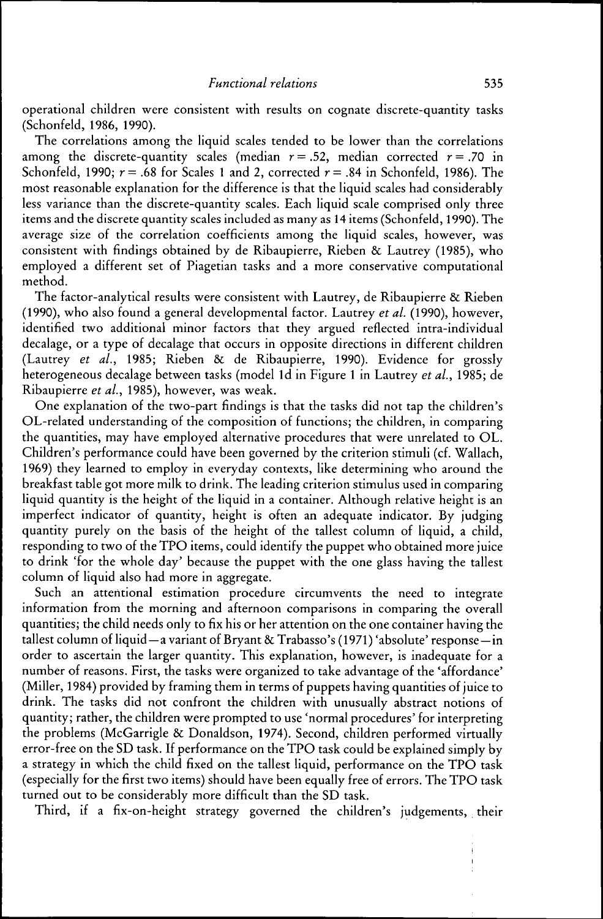operational children were consistent with results on cognate discrete-quantity tasks (Schonfeld, 1986, 1990).

The correlations among the liquid scales tended to be lower than the correlations among the discrete-quantity scales (median $r = .52$, median corrected $r = .70$ in Schonfeld, 1990; $r = .68$ for Scales 1 and 2, corrected $r = .84$ in Schonfeld, 1986). The most reasonable explanation for the difference is that the liquid scales had considerably less variance than the discrete-quantity scales. Each liquid scale comprised only three items and the discrete quantity scales included as many as 14 items (Schonfeld, 1990). The average size of the correlation coefficients among the liquid scales, however, was consistent with findings obtained by de Ribaupierre, Rieben & Lautrey (1985), who employed a different set of Piagetian tasks and a more conservative computational method.

The factor-analytical results were consistent with Lautrey, de Ribaupierre & Rieben (1990), who also found a general developmental factor. Lautrey *et al.* (1990), however, identified two additional minor factors that they argued reflected intra-individual decalage, or a type of decalage that occurs in opposite directions in different children (Lautrey *et al.*, 1985; Rieben & de Ribaupierre, 1990). Evidence for grossly heterogeneous decalage between tasks (model 1d in Figure 1 in Lautrey *et al.*, 1985; de Ribaupierre *et al.*, 1985), however, was weak.

One explanation of the two-part findings is that the tasks did not tap the children's OL-related understanding of the composition of functions; the children, in comparing the quantities, may have employed alternative procedures that were unrelated to OL. Children's performance could have been governed by the criterion stimuli (cf. Wallach, 1969) they learned to employ in everyday contexts, like determining who around the breakfast table got more milk to drink. The leading criterion stimulus used in comparing liquid quantity is the height of the liquid in a container. Although relative height is an imperfect indicator of quantity, height is often an adequate indicator. By judging quantity purely on the basis of the height of the tallest column of liquid, a child, responding to two of the TPO items, could identify the puppet who obtained more juice to drink 'for the whole day' because the puppet with the one glass having the tallest column of liquid also had more in aggregate.

Such an attentional estimation procedure circumvents the need to integrate information from the morning and afternoon comparisons in comparing the overall quantities; the child needs only to fix his or her attention on the one container having the tallest column of liquid—a variant of Bryant & Trabasso's (1971) 'absolute' response—in order to ascertain the larger quantity. This explanation, however, is inadequate for a number of reasons. First, the tasks were organized to take advantage of the 'affordance' (Miller, 1984) provided by framing them in terms of puppets having quantities of juice to drink. The tasks did not confront the children with unusually abstract notions of quantity; rather, the children were prompted to use 'normal procedures' for interpreting the problems (McGarrigle & Donaldson, 1974). Second, children performed virtually error-free on the SD task. If performance on the TPO task could be explained simply by a strategy in which the child fixed on the tallest liquid, performance on the TPO task (especially for the first two items) should have been equally free of errors. The TPO task turned out to be considerably more difficult than the SD task.

Third, if a fix-on-height strategy governed the children's judgements, their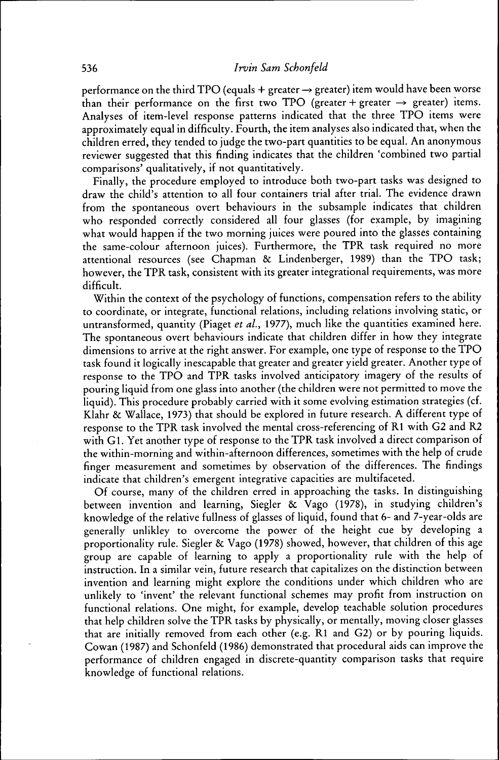performance on the third TPO (equals + greater → greater) item would have been worse than their performance on the first two TPO (greater + greater → greater) items. Analyses of item-level response patterns indicated that the three TPO items were approximately equal in difficulty. Fourth, the item analyses also indicated that, when the children erred, they tended to judge the two-part quantities to be equal. An anonymous reviewer suggested that this finding indicates that the children 'combined two partial comparisons' qualitatively, if not quantitatively.

Finally, the procedure employed to introduce both two-part tasks was designed to draw the child's attention to all four containers trial after trial. The evidence drawn from the spontaneous overt behaviours in the subsample indicates that children who responded correctly considered all four glasses (for example, by imagining what would happen if the two morning juices were poured into the glasses containing the same-colour afternoon juices). Furthermore, the TPR task required no more attentional resources (see Chapman & Lindenberger, 1989) than the TPO task; however, the TPR task, consistent with its greater integrational requirements, was more difficult.

Within the context of the psychology of functions, compensation refers to the ability to coordinate, or integrate, functional relations, including relations involving static, or untransformed, quantity (Piaget *et al.*, 1977), much like the quantities examined here. The spontaneous overt behaviours indicate that children differ in how they integrate dimensions to arrive at the right answer. For example, one type of response to the TPO task found it logically inescapable that greater and greater yield greater. Another type of response to the TPO and TPR tasks involved anticipatory imagery of the results of pouring liquid from one glass into another (the children were not permitted to move the liquid). This procedure probably carried with it some evolving estimation strategies (cf. Klahr & Wallace, 1973) that should be explored in future research. A different type of response to the TPR task involved the mental cross-referencing of R1 with G2 and R2 with G1. Yet another type of response to the TPR task involved a direct comparison of the within-morning and within-afternoon differences, sometimes with the help of crude finger measurement and sometimes by observation of the differences. The findings indicate that children's emergent integrative capacities are multifaceted.

Of course, many of the children erred in approaching the tasks. In distinguishing between invention and learning, Siegler & Vago (1978), in studying children's knowledge of the relative fullness of glasses of liquid, found that 6- and 7-year-olds are generally unlikley to overcome the power of the height cue by developing a proportionality rule. Siegler & Vago (1978) showed, however, that children of this age group are capable of learning to apply a proportionality rule with the help of instruction. In a similar vein, future research that capitalizes on the distinction between invention and learning might explore the conditions under which children who are unlikely to 'invent' the relevant functional schemes may profit from instruction on functional relations. One might, for example, develop teachable solution procedures that help children solve the TPR tasks by physically, or mentally, moving closer glasses that are initially removed from each other (e.g. R1 and G2) or by pouring liquids. Cowan (1987) and Schonfeld (1986) demonstrated that procedural aids can improve the performance of children engaged in discrete-quantity comparison tasks that require knowledge of functional relations.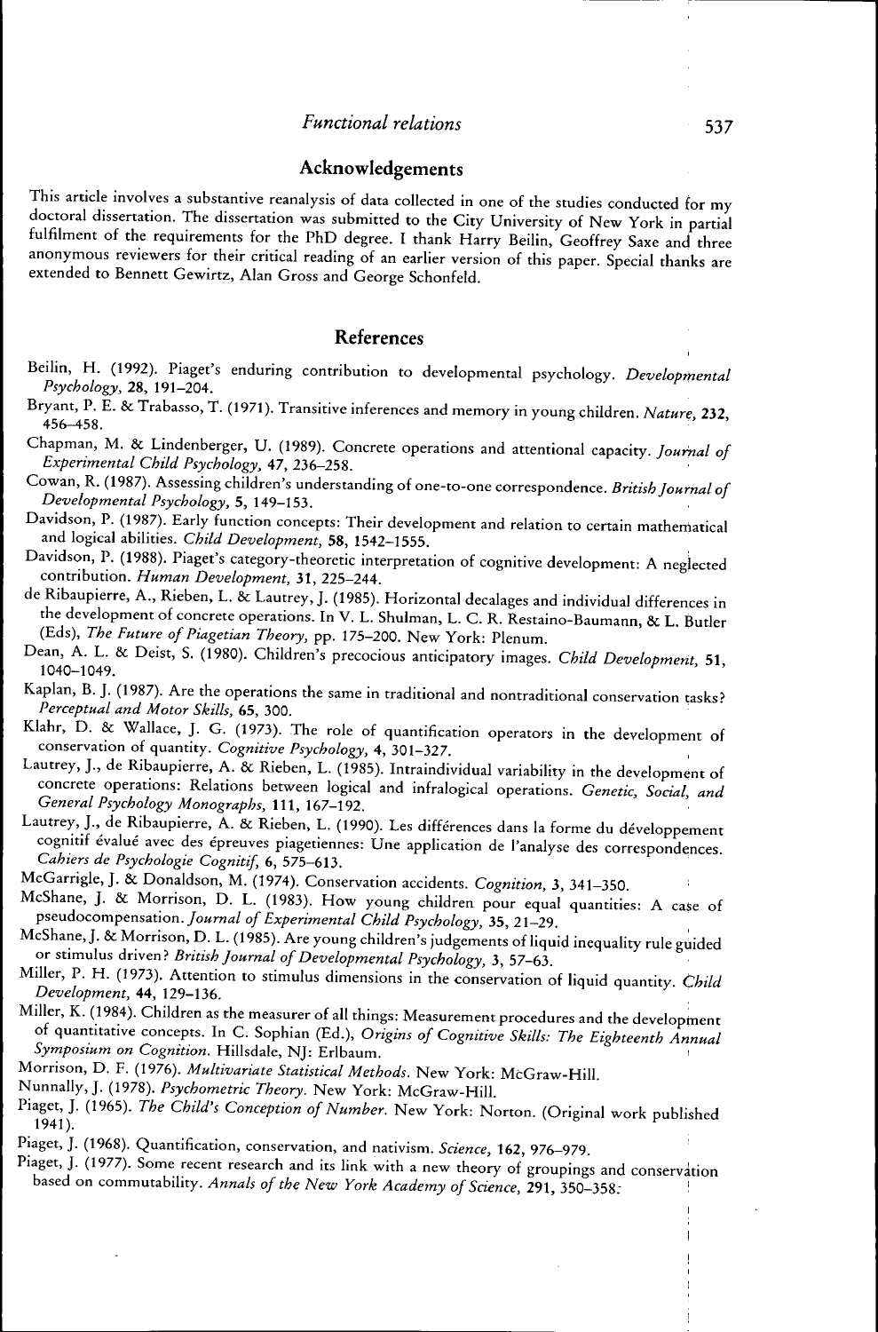## Acknowledgements

This article involves a substantive reanalysis of data collected in one of the studies conducted for my doctoral dissertation. The dissertation was submitted to the City University of New York in partial fulfilment of the requirements for the PhD degree. I thank Harry Beilin, Geoffrey Saxe and three anonymous reviewers for their critical reading of an earlier version of this paper. Special thanks are extended to Bennett Gewirtz, Alan Gross and George Schonfeld.

## References

Beilin, H. (1992). Piaget's enduring contribution to developmental psychology. *Developmental Psychology*, **28**, 191–204.

Bryant, P. E. & Trabasso, T. (1971). Transitive inferences and memory in young children. *Nature*, **232**, 456–458.

Chapman, M. & Lindenberger, U. (1989). Concrete operations and attentional capacity. *Journal of Experimental Child Psychology*, **47**, 236–258.

Cowan, R. (1987). Assessing children's understanding of one-to-one correspondence. *British Journal of Developmental Psychology*, **5**, 149–153.

Davidson, P. (1987). Early function concepts: Their development and relation to certain mathematical and logical abilities. *Child Development*, **58**, 1542–1555.

Davidson, P. (1988). Piaget's category-theoretic interpretation of cognitive development: A neglected contribution. *Human Development*, **31**, 225–244.

de Ribaupierre, A., Rieben, L. & Lautrey, J. (1985). Horizontal decalages and individual differences in the development of concrete operations. In V. L. Shulman, L. C. R. Restaino-Baumann, & L. Butler (Eds), *The Future of Piagetian Theory*, pp. 175–200. New York: Plenum.

Dean, A. L. & Deist, S. (1980). Children's precocious anticipatory images. *Child Development*, **51**, 1040–1049.

Kaplan, B. J. (1987). Are the operations the same in traditional and nontraditional conservation tasks? *Perceptual and Motor Skills*, **65**, 300.

Klahr, D. & Wallace, J. G. (1973). The role of quantification operators in the development of conservation of quantity. *Cognitive Psychology*, **4**, 301–327.

Lautrey, J., de Ribaupierre, A. & Rieben, L. (1985). Intraindividual variability in the development of concrete operations: Relations between logical and infralogical operations. *Genetic, Social, and General Psychology Monographs*, **111**, 167–192.

Lautrey, J., de Ribaupierre, A. & Rieben, L. (1990). Les différences dans la forme du développement cognitif évalué avec des épreuves piagetiennes: Une application de l'analyse des correspondences. *Cahiers de Psychologie Cognitif*, **6**, 575–613.

McGarrigle, J. & Donaldson, M. (1974). Conservation accidents. *Cognition*, **3**, 341–350.

McShane, J. & Morrison, D. L. (1983). How young children pour equal quantities: A case of pseudocompensation. *Journal of Experimental Child Psychology*, **35**, 21–29.

McShane, J. & Morrison, D. L. (1985). Are young children's judgements of liquid inequality rule guided or stimulus driven? *British Journal of Developmental Psychology*, **3**, 57–63.

Miller, P. H. (1973). Attention to stimulus dimensions in the conservation of liquid quantity. *Child Development*, **44**, 129–136.

Miller, K. (1984). Children as the measurer of all things: Measurement procedures and the development of quantitative concepts. In C. Sophian (Ed.), *Origins of Cognitive Skills: The Eighteenth Annual Symposium on Cognition*. Hillsdale, NJ: Erlbaum.

Morrison, D. F. (1976). *Multivariate Statistical Methods*. New York: McGraw-Hill.

Nunnally, J. (1978). *Psychometric Theory*. New York: McGraw-Hill.

Piaget, J. (1965). *The Child's Conception of Number*. New York: Norton. (Original work published 1941).

Piaget, J. (1968). Quantification, conservation, and nativism. *Science*, **162**, 976–979.

Piaget, J. (1977). Some recent research and its link with a new theory of groupings and conservation based on commutability. *Annals of the New York Academy of Science*, **291**, 350–358.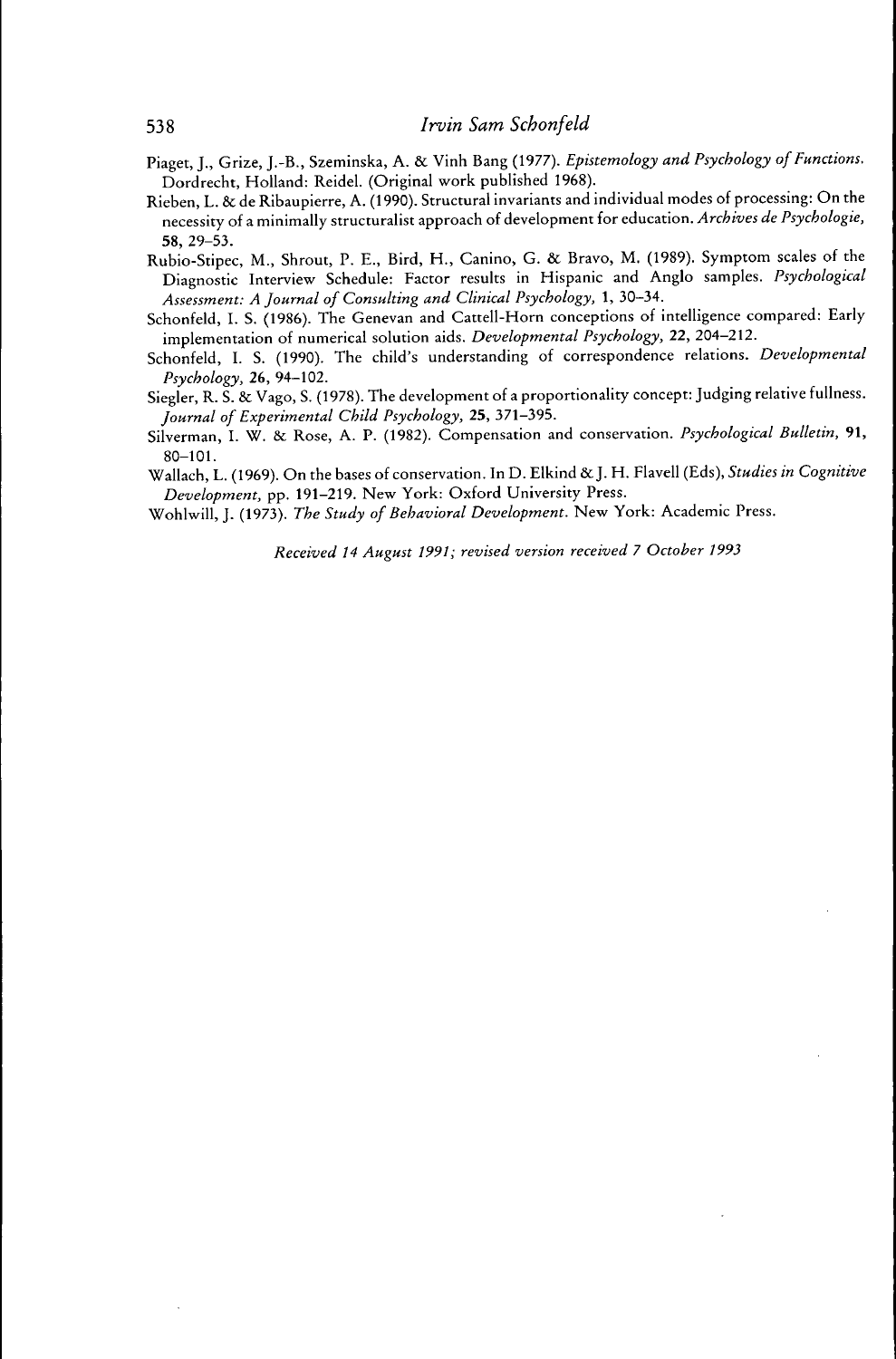Piaget, J., Grize, J.-B., Szeminska, A. & Vinh Bang (1977). *Epistemology and Psychology of Functions*. Dordrecht, Holland: Reidel. (Original work published 1968).

Rieben, L. & de Ribaupierre, A. (1990). Structural invariants and individual modes of processing: On the necessity of a minimally structuralist approach of development for education. *Archives de Psychologie*, **58**, 29–53.

Rubio-Stipec, M., Shrout, P. E., Bird, H., Canino, G. & Bravo, M. (1989). Symptom scales of the Diagnostic Interview Schedule: Factor results in Hispanic and Anglo samples. *Psychological Assessment: A Journal of Consulting and Clinical Psychology*, **1**, 30–34.

Schonfeld, I. S. (1986). The Genevan and Cattell-Horn conceptions of intelligence compared: Early implementation of numerical solution aids. *Developmental Psychology*, **22**, 204–212.

Schonfeld, I. S. (1990). The child's understanding of correspondence relations. *Developmental Psychology*, **26**, 94–102.

Siegler, R. S. & Vago, S. (1978). The development of a proportionality concept: Judging relative fullness. *Journal of Experimental Child Psychology*, **25**, 371–395.

Silverman, I. W. & Rose, A. P. (1982). Compensation and conservation. *Psychological Bulletin*, **91**, 80–101.

Wallach, L. (1969). On the bases of conservation. In D. Elkind & J. H. Flavell (Eds), *Studies in Cognitive Development*, pp. 191–219. New York: Oxford University Press.

Wohlwill, J. (1973). *The Study of Behavioral Development*. New York: Academic Press.

*Received 14 August 1991; revised version received 7 October 1993*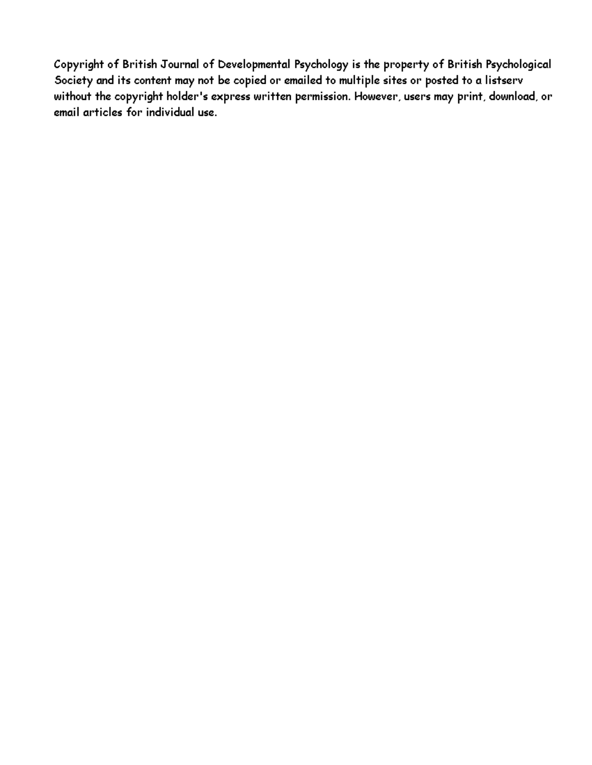Copyright of British Journal of Developmental Psychology is the property of British Psychological Society and its content may not be copied or emailed to multiple sites or posted to a listserv without the copyright holder's express written permission. However, users may print, download, or email articles for individual use.